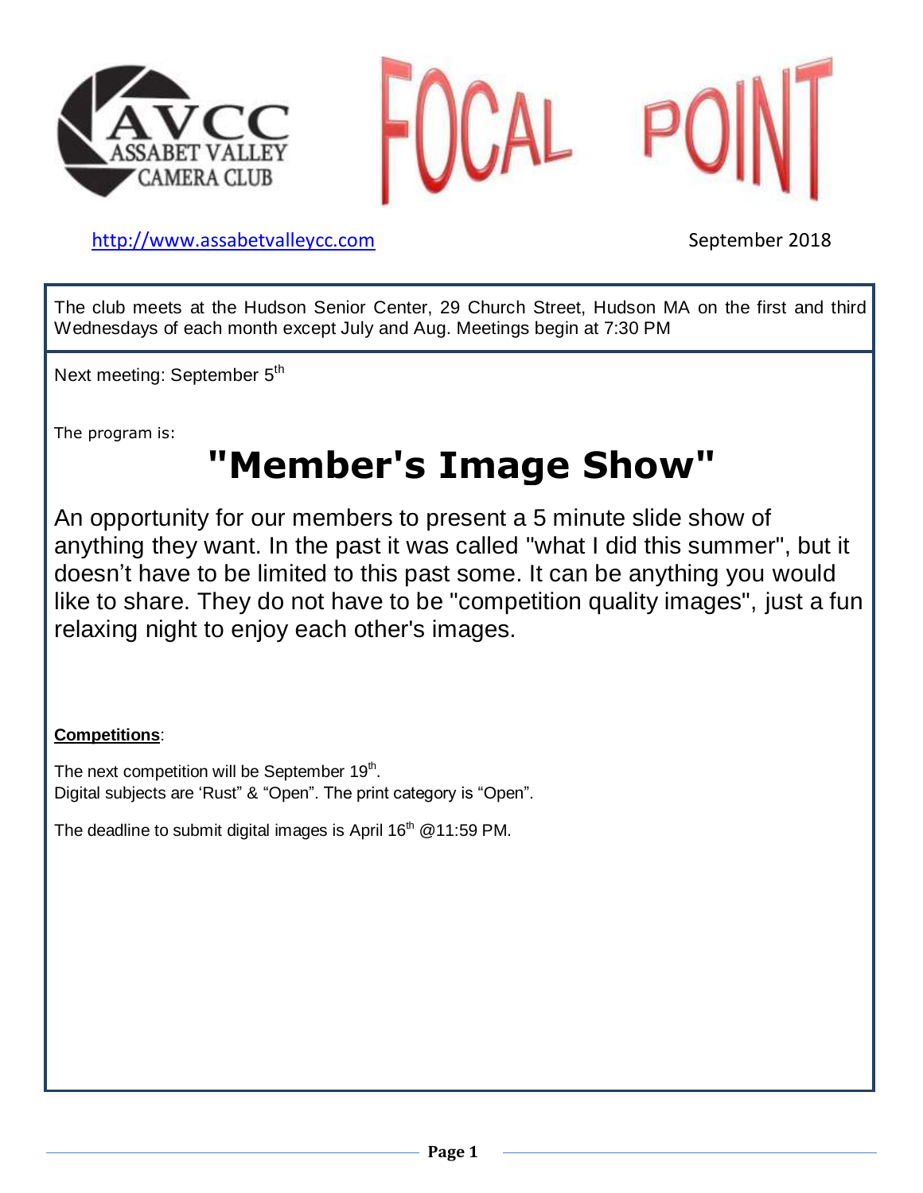# AVCC ASSABET VALLEY CAMERA CLUB

# FOCAL POINT

http://www.assabetvalleycc.com

September 2018

The club meets at the Hudson Senior Center, 29 Church Street, Hudson MA on the first and third Wednesdays of each month except July and Aug. Meetings begin at 7:30 PM

Next meeting: September 5th

The program is:

## "Member's Image Show"

An opportunity for our members to present a 5 minute slide show of anything they want. In the past it was called "what I did this summer", but it doesn't have to be limited to this past some. It can be anything you would like to share. They do not have to be "competition quality images", just a fun relaxing night to enjoy each other's images.

**Competitions**:

The next competition will be September 19th.
Digital subjects are 'Rust" & "Open". The print category is "Open".

The deadline to submit digital images is April 16th @11:59 PM.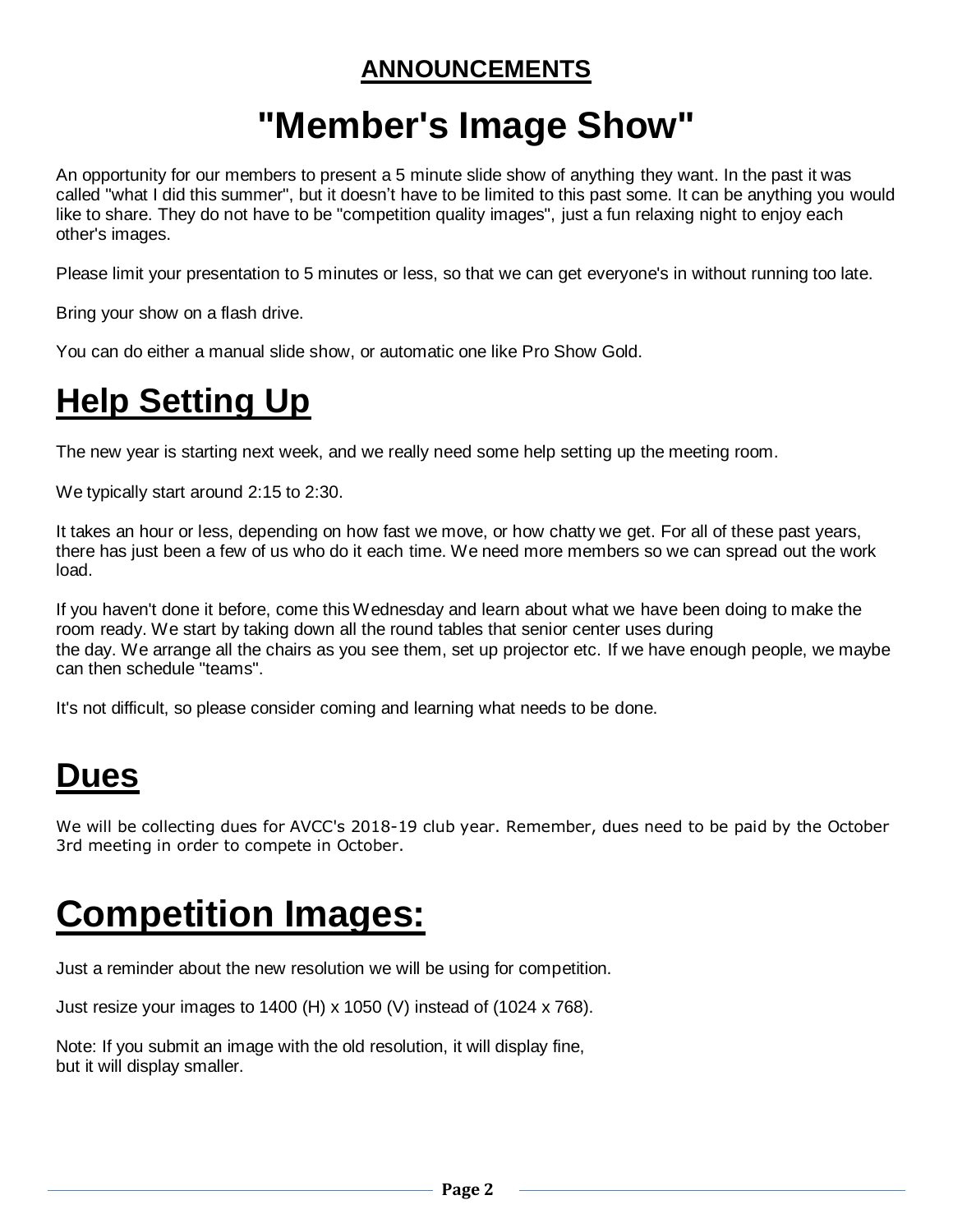## ANNOUNCEMENTS

# "Member's Image Show"

An opportunity for our members to present a 5 minute slide show of anything they want. In the past it was called "what I did this summer", but it doesn't have to be limited to this past some. It can be anything you would like to share. They do not have to be "competition quality images", just a fun relaxing night to enjoy each other's images.

Please limit your presentation to 5 minutes or less, so that we can get everyone's in without running too late.

Bring your show on a flash drive.

You can do either a manual slide show, or automatic one like Pro Show Gold.

# Help Setting Up

The new year is starting next week, and we really need some help setting up the meeting room.

We typically start around 2:15 to 2:30.

It takes an hour or less, depending on how fast we move, or how chatty we get. For all of these past years, there has just been a few of us who do it each time. We need more members so we can spread out the work load.

If you haven't done it before, come this Wednesday and learn about what we have been doing to make the room ready. We start by taking down all the round tables that senior center uses during the day. We arrange all the chairs as you see them, set up projector etc. If we have enough people, we maybe can then schedule "teams".

It's not difficult, so please consider coming and learning what needs to be done.

# Dues

We will be collecting dues for AVCC's 2018-19 club year. Remember, dues need to be paid by the October 3rd meeting in order to compete in October.

# Competition Images:

Just a reminder about the new resolution we will be using for competition.

Just resize your images to 1400 (H) x 1050 (V) instead of (1024 x 768).

Note: If you submit an image with the old resolution, it will display fine, but it will display smaller.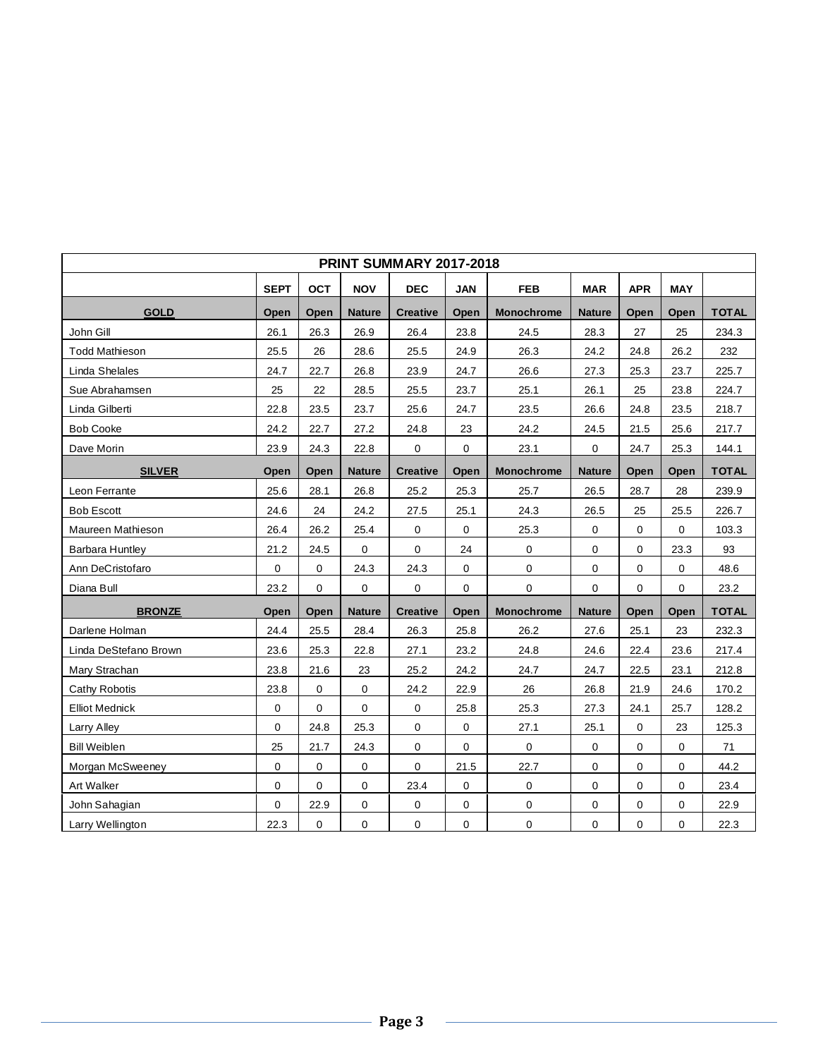| PRINT SUMMARY 2017-2018 | | | | | | | | | | |
|---|---|---|---|---|---|---|---|---|---|---|
| | SEPT | OCT | NOV | DEC | JAN | FEB | MAR | APR | MAY | |
| **GOLD** | **Open** | **Open** | **Nature** | **Creative** | **Open** | **Monochrome** | **Nature** | **Open** | **Open** | **TOTAL** |
| John Gill | 26.1 | 26.3 | 26.9 | 26.4 | 23.8 | 24.5 | 28.3 | 27 | 25 | 234.3 |
| Todd Mathieson | 25.5 | 26 | 28.6 | 25.5 | 24.9 | 26.3 | 24.2 | 24.8 | 26.2 | 232 |
| Linda Shelales | 24.7 | 22.7 | 26.8 | 23.9 | 24.7 | 26.6 | 27.3 | 25.3 | 23.7 | 225.7 |
| Sue Abrahamsen | 25 | 22 | 28.5 | 25.5 | 23.7 | 25.1 | 26.1 | 25 | 23.8 | 224.7 |
| Linda Gilberti | 22.8 | 23.5 | 23.7 | 25.6 | 24.7 | 23.5 | 26.6 | 24.8 | 23.5 | 218.7 |
| Bob Cooke | 24.2 | 22.7 | 27.2 | 24.8 | 23 | 24.2 | 24.5 | 21.5 | 25.6 | 217.7 |
| Dave Morin | 23.9 | 24.3 | 22.8 | 0 | 0 | 23.1 | 0 | 24.7 | 25.3 | 144.1 |
| **SILVER** | **Open** | **Open** | **Nature** | **Creative** | **Open** | **Monochrome** | **Nature** | **Open** | **Open** | **TOTAL** |
| Leon Ferrante | 25.6 | 28.1 | 26.8 | 25.2 | 25.3 | 25.7 | 26.5 | 28.7 | 28 | 239.9 |
| Bob Escott | 24.6 | 24 | 24.2 | 27.5 | 25.1 | 24.3 | 26.5 | 25 | 25.5 | 226.7 |
| Maureen Mathieson | 26.4 | 26.2 | 25.4 | 0 | 0 | 25.3 | 0 | 0 | 0 | 103.3 |
| Barbara Huntley | 21.2 | 24.5 | 0 | 0 | 24 | 0 | 0 | 0 | 23.3 | 93 |
| Ann DeCristofaro | 0 | 0 | 24.3 | 24.3 | 0 | 0 | 0 | 0 | 0 | 48.6 |
| Diana Bull | 23.2 | 0 | 0 | 0 | 0 | 0 | 0 | 0 | 0 | 23.2 |
| **BRONZE** | **Open** | **Open** | **Nature** | **Creative** | **Open** | **Monochrome** | **Nature** | **Open** | **Open** | **TOTAL** |
| Darlene Holman | 24.4 | 25.5 | 28.4 | 26.3 | 25.8 | 26.2 | 27.6 | 25.1 | 23 | 232.3 |
| Linda DeStefano Brown | 23.6 | 25.3 | 22.8 | 27.1 | 23.2 | 24.8 | 24.6 | 22.4 | 23.6 | 217.4 |
| Mary Strachan | 23.8 | 21.6 | 23 | 25.2 | 24.2 | 24.7 | 24.7 | 22.5 | 23.1 | 212.8 |
| Cathy Robotis | 23.8 | 0 | 0 | 24.2 | 22.9 | 26 | 26.8 | 21.9 | 24.6 | 170.2 |
| Elliot Mednick | 0 | 0 | 0 | 0 | 25.8 | 25.3 | 27.3 | 24.1 | 25.7 | 128.2 |
| Larry Alley | 0 | 24.8 | 25.3 | 0 | 0 | 27.1 | 25.1 | 0 | 23 | 125.3 |
| Bill Weiblen | 25 | 21.7 | 24.3 | 0 | 0 | 0 | 0 | 0 | 0 | 71 |
| Morgan McSweeney | 0 | 0 | 0 | 0 | 21.5 | 22.7 | 0 | 0 | 0 | 44.2 |
| Art Walker | 0 | 0 | 0 | 23.4 | 0 | 0 | 0 | 0 | 0 | 23.4 |
| John Sahagian | 0 | 22.9 | 0 | 0 | 0 | 0 | 0 | 0 | 0 | 22.9 |
| Larry Wellington | 22.3 | 0 | 0 | 0 | 0 | 0 | 0 | 0 | 0 | 22.3 |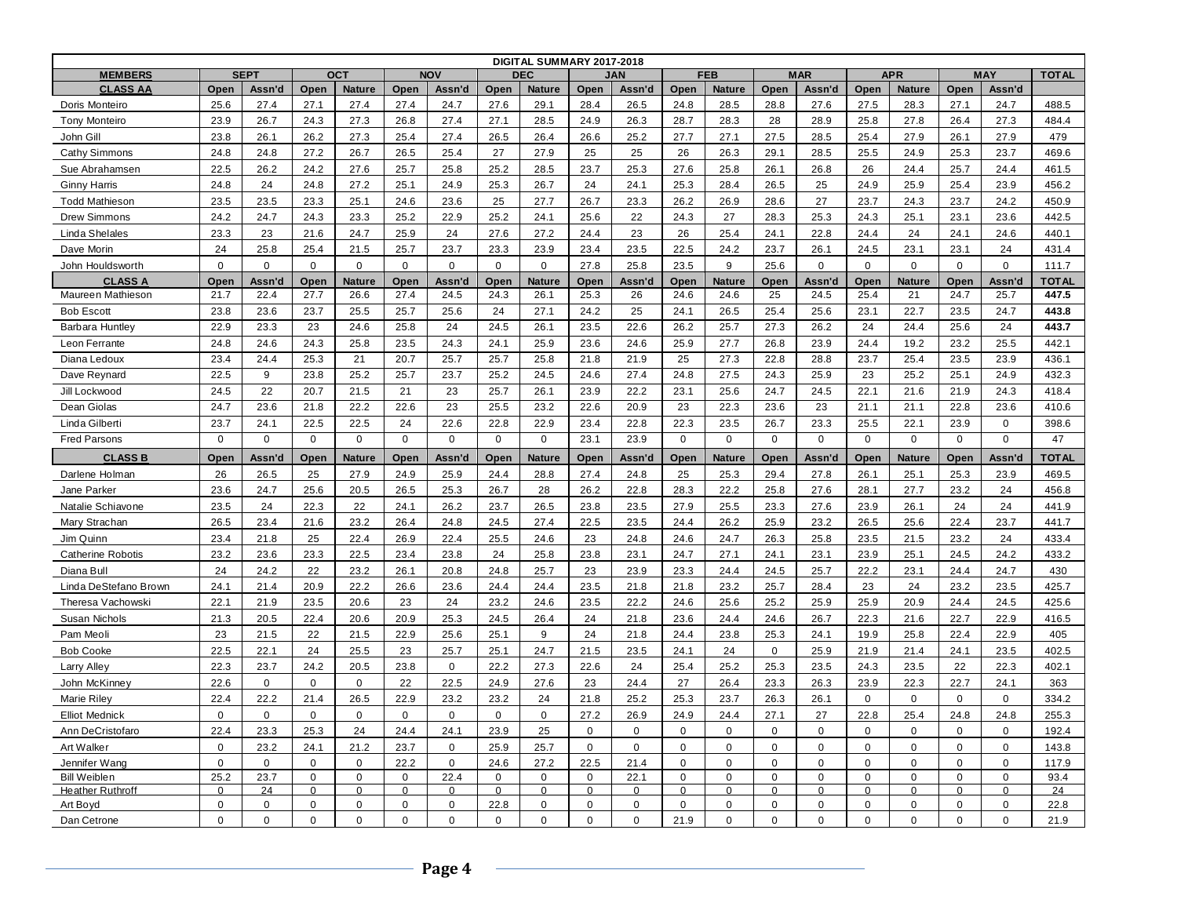| DIGITAL SUMMARY 2017-2018 | | | | | | | | | | | | | | | | | | | | |
|---|---|---|---|---|---|---|---|---|---|---|---|---|---|---|---|---|---|---|---|---|
| **MEMBERS** | **SEPT** | | **OCT** | | **NOV** | | **DEC** | | **JAN** | | **FEB** | | **MAR** | | **APR** | | **MAY** | | **TOTAL** |
| **CLASS AA** | **Open** | **Assn'd** | **Open** | **Nature** | **Open** | **Assn'd** | **Open** | **Nature** | **Open** | **Assn'd** | **Open** | **Nature** | **Open** | **Assn'd** | **Open** | **Nature** | **Open** | **Assn'd** | |
| Doris Monteiro | 25.6 | 27.4 | 27.1 | 27.4 | 27.4 | 24.7 | 27.6 | 29.1 | 28.4 | 26.5 | 24.8 | 28.5 | 28.8 | 27.6 | 27.5 | 28.3 | 27.1 | 24.7 | 488.5 |
| Tony Monteiro | 23.9 | 26.7 | 24.3 | 27.3 | 26.8 | 27.4 | 27.1 | 28.5 | 24.9 | 26.3 | 28.7 | 28.3 | 28 | 28.9 | 25.8 | 27.8 | 26.4 | 27.3 | 484.4 |
| John Gill | 23.8 | 26.1 | 26.2 | 27.3 | 25.4 | 27.4 | 26.5 | 26.4 | 26.6 | 25.2 | 27.7 | 27.1 | 27.5 | 28.5 | 25.4 | 27.9 | 26.1 | 27.9 | 479 |
| Cathy Simmons | 24.8 | 24.8 | 27.2 | 26.7 | 26.5 | 25.4 | 27 | 27.9 | 25 | 25 | 26 | 26.3 | 29.1 | 28.5 | 25.5 | 24.9 | 25.3 | 23.7 | 469.6 |
| Sue Abrahamsen | 22.5 | 26.2 | 24.2 | 27.6 | 25.7 | 25.8 | 25.2 | 28.5 | 23.7 | 25.3 | 27.6 | 25.8 | 26.1 | 26.8 | 26 | 24.4 | 25.7 | 24.4 | 461.5 |
| Ginny Harris | 24.8 | 24 | 24.8 | 27.2 | 25.1 | 24.9 | 25.3 | 26.7 | 24 | 24.1 | 25.3 | 28.4 | 26.5 | 25 | 24.9 | 25.9 | 25.4 | 23.9 | 456.2 |
| Todd Mathieson | 23.5 | 23.5 | 23.3 | 25.1 | 24.6 | 23.6 | 25 | 27.7 | 26.7 | 23.3 | 26.2 | 26.9 | 28.6 | 27 | 23.7 | 24.3 | 23.7 | 24.2 | 450.9 |
| Drew Simmons | 24.2 | 24.7 | 24.3 | 23.3 | 25.2 | 22.9 | 25.2 | 24.1 | 25.6 | 22 | 24.3 | 27 | 28.3 | 25.3 | 24.3 | 25.1 | 23.1 | 23.6 | 442.5 |
| Linda Shelales | 23.3 | 23 | 21.6 | 24.7 | 25.9 | 24 | 27.6 | 27.2 | 24.4 | 23 | 26 | 25.4 | 24.1 | 22.8 | 24.4 | 24 | 24.1 | 24.6 | 440.1 |
| Dave Morin | 24 | 25.8 | 25.4 | 21.5 | 25.7 | 23.7 | 23.3 | 23.9 | 23.4 | 23.5 | 22.5 | 24.2 | 23.7 | 26.1 | 24.5 | 23.1 | 23.1 | 24 | 431.4 |
| John Houldsworth | 0 | 0 | 0 | 0 | 0 | 0 | 0 | 0 | 27.8 | 25.8 | 23.5 | 9 | 25.6 | 0 | 0 | 0 | 0 | 0 | 111.7 |
| **CLASS A** | **Open** | **Assn'd** | **Open** | **Nature** | **Open** | **Assn'd** | **Open** | **Nature** | **Open** | **Assn'd** | **Open** | **Nature** | **Open** | **Assn'd** | **Open** | **Nature** | **Open** | **Assn'd** | **TOTAL** |
| Maureen Mathieson | 21.7 | 22.4 | 27.7 | 26.6 | 27.4 | 24.5 | 24.3 | 26.1 | 25.3 | 26 | 24.6 | 24.6 | 25 | 24.5 | 25.4 | 21 | 24.7 | 25.7 | **447.5** |
| Bob Escott | 23.8 | 23.6 | 23.7 | 25.5 | 25.7 | 25.6 | 24 | 27.1 | 24.2 | 25 | 24.1 | 26.5 | 25.4 | 25.6 | 23.1 | 22.7 | 23.5 | 24.7 | **443.8** |
| Barbara Huntley | 22.9 | 23.3 | 23 | 24.6 | 25.8 | 24 | 24.5 | 26.1 | 23.5 | 22.6 | 26.2 | 25.7 | 27.3 | 26.2 | 24 | 24.4 | 25.6 | 24 | **443.7** |
| Leon Ferrante | 24.8 | 24.6 | 24.3 | 25.8 | 23.5 | 24.3 | 24.1 | 25.9 | 23.6 | 24.6 | 25.9 | 27.7 | 26.8 | 23.9 | 24.4 | 19.2 | 23.2 | 25.5 | 442.1 |
| Diana Ledoux | 23.4 | 24.4 | 25.3 | 21 | 20.7 | 25.7 | 25.7 | 25.8 | 21.8 | 21.9 | 25 | 27.3 | 22.8 | 28.8 | 23.7 | 25.4 | 23.5 | 23.9 | 436.1 |
| Dave Reynard | 22.5 | 9 | 23.8 | 25.2 | 25.7 | 23.7 | 25.2 | 24.5 | 24.6 | 27.4 | 24.8 | 27.5 | 24.3 | 25.9 | 23 | 25.2 | 25.1 | 24.9 | 432.3 |
| Jill Lockwood | 24.5 | 22 | 20.7 | 21.5 | 21 | 23 | 25.7 | 26.1 | 23.9 | 22.2 | 23.1 | 25.6 | 24.7 | 24.5 | 22.1 | 21.6 | 21.9 | 24.3 | 418.4 |
| Dean Giolas | 24.7 | 23.6 | 21.8 | 22.2 | 22.6 | 23 | 25.5 | 23.2 | 22.6 | 20.9 | 23 | 22.3 | 23.6 | 23 | 21.1 | 21.1 | 22.8 | 23.6 | 410.6 |
| Linda Gilberti | 23.7 | 24.1 | 22.5 | 22.5 | 24 | 22.6 | 22.8 | 22.9 | 23.4 | 22.8 | 22.3 | 23.5 | 26.7 | 23.3 | 25.5 | 22.1 | 23.9 | 0 | 398.6 |
| Fred Parsons | 0 | 0 | 0 | 0 | 0 | 0 | 0 | 0 | 23.1 | 23.9 | 0 | 0 | 0 | 0 | 0 | 0 | 0 | 0 | 47 |
| **CLASS B** | **Open** | **Assn'd** | **Open** | **Nature** | **Open** | **Assn'd** | **Open** | **Nature** | **Open** | **Assn'd** | **Open** | **Nature** | **Open** | **Assn'd** | **Open** | **Nature** | **Open** | **Assn'd** | **TOTAL** |
| Darlene Holman | 26 | 26.5 | 25 | 27.9 | 24.9 | 25.9 | 24.4 | 28.8 | 27.4 | 24.8 | 25 | 25.3 | 29.4 | 27.8 | 26.1 | 25.1 | 25.3 | 23.9 | 469.5 |
| Jane Parker | 23.6 | 24.7 | 25.6 | 20.5 | 26.5 | 25.3 | 26.7 | 28 | 26.2 | 22.8 | 28.3 | 22.2 | 25.8 | 27.6 | 28.1 | 27.7 | 23.2 | 24 | 456.8 |
| Natalie Schiavone | 23.5 | 24 | 22.3 | 22 | 24.1 | 26.2 | 23.7 | 26.5 | 23.8 | 23.5 | 27.9 | 25.5 | 23.3 | 27.6 | 23.9 | 26.1 | 24 | 24 | 441.9 |
| Mary Strachan | 26.5 | 23.4 | 21.6 | 23.2 | 26.4 | 24.8 | 24.5 | 27.4 | 22.5 | 23.5 | 24.4 | 26.2 | 25.9 | 23.2 | 26.5 | 25.6 | 22.4 | 23.7 | 441.7 |
| Jim Quinn | 23.4 | 21.8 | 25 | 22.4 | 26.9 | 22.4 | 25.5 | 24.6 | 23 | 24.8 | 24.6 | 24.7 | 26.3 | 25.8 | 23.5 | 21.5 | 23.2 | 24 | 433.4 |
| Catherine Robotis | 23.2 | 23.6 | 23.3 | 22.5 | 23.4 | 23.8 | 24 | 25.8 | 23.8 | 23.1 | 24.7 | 27.1 | 24.1 | 23.1 | 23.9 | 25.1 | 24.5 | 24.2 | 433.2 |
| Diana Bull | 24 | 24.2 | 22 | 23.2 | 26.1 | 20.8 | 24.8 | 25.7 | 23 | 23.9 | 23.3 | 24.4 | 24.5 | 25.7 | 22.2 | 23.1 | 24.4 | 24.7 | 430 |
| Linda DeStefano Brown | 24.1 | 21.4 | 20.9 | 22.2 | 26.6 | 23.6 | 24.4 | 24.4 | 23.5 | 21.8 | 21.8 | 23.2 | 25.7 | 28.4 | 23 | 24 | 23.2 | 23.5 | 425.7 |
| Theresa Vachowski | 22.1 | 21.9 | 23.5 | 20.6 | 23 | 24 | 23.2 | 24.6 | 23.5 | 22.2 | 24.6 | 25.6 | 25.2 | 25.9 | 25.9 | 20.9 | 24.4 | 24.5 | 425.6 |
| Susan Nichols | 21.3 | 20.5 | 22.4 | 20.6 | 20.9 | 25.3 | 24.5 | 26.4 | 24 | 21.8 | 23.6 | 24.4 | 24.6 | 26.7 | 22.3 | 21.6 | 22.7 | 22.9 | 416.5 |
| Pam Meoli | 23 | 21.5 | 22 | 21.5 | 22.9 | 25.6 | 25.1 | 9 | 24 | 21.8 | 24.4 | 23.8 | 25.3 | 24.1 | 19.9 | 25.8 | 22.4 | 22.9 | 405 |
| Bob Cooke | 22.5 | 22.1 | 24 | 25.5 | 23 | 25.7 | 25.1 | 24.7 | 21.5 | 23.5 | 24.1 | 24 | 0 | 25.9 | 21.9 | 21.4 | 24.1 | 23.5 | 402.5 |
| Larry Alley | 22.3 | 23.7 | 24.2 | 20.5 | 23.8 | 0 | 22.2 | 27.3 | 22.6 | 24 | 25.4 | 25.2 | 25.3 | 23.5 | 24.3 | 23.5 | 22 | 22.3 | 402.1 |
| John McKinney | 22.6 | 0 | 0 | 0 | 22 | 22.5 | 24.9 | 27.6 | 23 | 24.4 | 27 | 26.4 | 23.3 | 26.3 | 23.9 | 22.3 | 22.7 | 24.1 | 363 |
| Marie Riley | 22.4 | 22.2 | 21.4 | 26.5 | 22.9 | 23.2 | 23.2 | 24 | 21.8 | 25.2 | 25.3 | 23.7 | 26.3 | 26.1 | 0 | 0 | 0 | 0 | 334.2 |
| Elliot Mednick | 0 | 0 | 0 | 0 | 0 | 0 | 0 | 0 | 27.2 | 26.9 | 24.9 | 24.4 | 27.1 | 27 | 22.8 | 25.4 | 24.8 | 24.8 | 255.3 |
| Ann DeCristofaro | 22.4 | 23.3 | 25.3 | 24 | 24.4 | 24.1 | 23.9 | 25 | 0 | 0 | 0 | 0 | 0 | 0 | 0 | 0 | 0 | 0 | 192.4 |
| Art Walker | 0 | 23.2 | 24.1 | 21.2 | 23.7 | 0 | 25.9 | 25.7 | 0 | 0 | 0 | 0 | 0 | 0 | 0 | 0 | 0 | 0 | 143.8 |
| Jennifer Wang | 0 | 0 | 0 | 0 | 22.2 | 0 | 24.6 | 27.2 | 22.5 | 21.4 | 0 | 0 | 0 | 0 | 0 | 0 | 0 | 0 | 117.9 |
| Bill Weiblen | 25.2 | 23.7 | 0 | 0 | 0 | 22.4 | 0 | 0 | 0 | 22.1 | 0 | 0 | 0 | 0 | 0 | 0 | 0 | 0 | 93.4 |
| Heather Ruthroff | 0 | 24 | 0 | 0 | 0 | 0 | 0 | 0 | 0 | 0 | 0 | 0 | 0 | 0 | 0 | 0 | 0 | 0 | 24 |
| Art Boyd | 0 | 0 | 0 | 0 | 0 | 0 | 22.8 | 0 | 0 | 0 | 0 | 0 | 0 | 0 | 0 | 0 | 0 | 0 | 22.8 |
| Dan Cetrone | 0 | 0 | 0 | 0 | 0 | 0 | 0 | 0 | 0 | 0 | 21.9 | 0 | 0 | 0 | 0 | 0 | 0 | 0 | 21.9 |